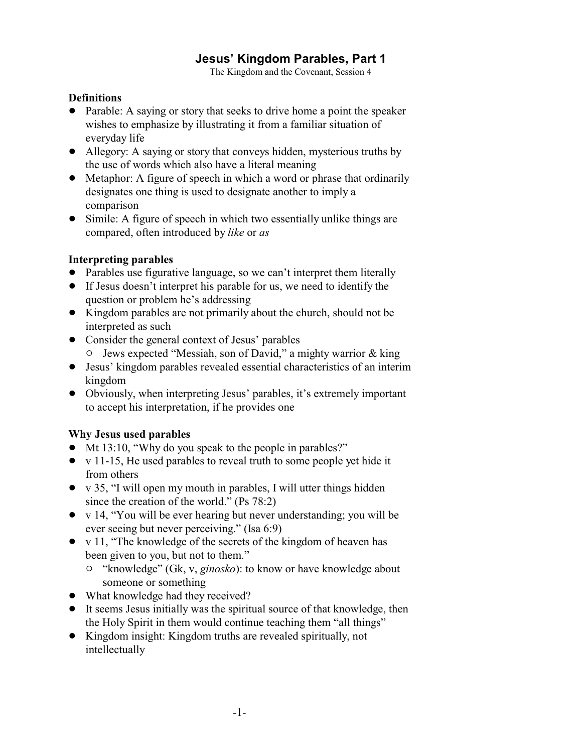# Jesus' Kingdom Parables, Part 1

The Kingdom and the Covenant, Session 4

## Definitions

- Parable: A saying or story that seeks to drive home a point the speaker wishes to emphasize by illustrating it from a familiar situation of everyday life
- Allegory: A saying or story that conveys hidden, mysterious truths by the use of words which also have a literal meaning
- Metaphor: A figure of speech in which a word or phrase that ordinarily designates one thing is used to designate another to imply a comparison
- Simile: A figure of speech in which two essentially unlike things are compared, often introduced by *like* or *as*

## Interpreting parables

- Parables use figurative language, so we can't interpret them literally
- If Jesus doesn't interpret his parable for us, we need to identify the question or problem he's addressing
- Kingdom parables are not primarily about the church, should not be interpreted as such
- Consider the general context of Jesus' parables
  - Jews expected "Messiah, son of David," a mighty warrior & king
- Jesus' kingdom parables revealed essential characteristics of an interim kingdom
- Obviously, when interpreting Jesus' parables, it's extremely important to accept his interpretation, if he provides one

## Why Jesus used parables

- Mt 13:10, "Why do you speak to the people in parables?"
- v 11-15, He used parables to reveal truth to some people yet hide it from others
- v 35, "I will open my mouth in parables, I will utter things hidden since the creation of the world." (Ps 78:2)
- v 14, "You will be ever hearing but never understanding; you will be ever seeing but never perceiving." (Isa 6:9)
- v 11, "The knowledge of the secrets of the kingdom of heaven has been given to you, but not to them."
  - "knowledge" (Gk, v, *ginosko*): to know or have knowledge about someone or something
- What knowledge had they received?
- It seems Jesus initially was the spiritual source of that knowledge, then the Holy Spirit in them would continue teaching them "all things"
- Kingdom insight: Kingdom truths are revealed spiritually, not intellectually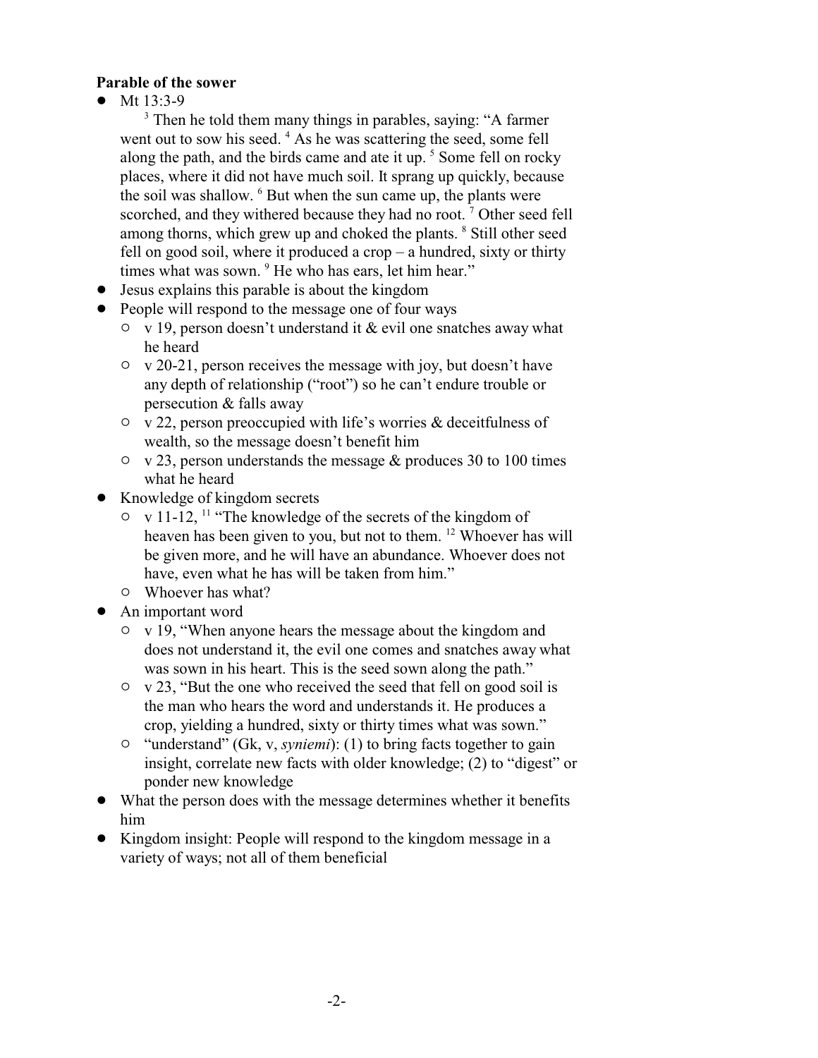**Parable of the sower**

- Mt 13:3-9

  [3] Then he told them many things in parables, saying: "A farmer went out to sow his seed. [4] As he was scattering the seed, some fell along the path, and the birds came and ate it up. [5] Some fell on rocky places, where it did not have much soil. It sprang up quickly, because the soil was shallow. [6] But when the sun came up, the plants were scorched, and they withered because they had no root. [7] Other seed fell among thorns, which grew up and choked the plants. [8] Still other seed fell on good soil, where it produced a crop – a hundred, sixty or thirty times what was sown. [9] He who has ears, let him hear."
- Jesus explains this parable is about the kingdom
- People will respond to the message one of four ways
  - v 19, person doesn't understand it & evil one snatches away what he heard
  - v 20-21, person receives the message with joy, but doesn't have any depth of relationship ("root") so he can't endure trouble or persecution & falls away
  - v 22, person preoccupied with life's worries & deceitfulness of wealth, so the message doesn't benefit him
  - v 23, person understands the message & produces 30 to 100 times what he heard
- Knowledge of kingdom secrets
  - v 11-12, [11] "The knowledge of the secrets of the kingdom of heaven has been given to you, but not to them. [12] Whoever has will be given more, and he will have an abundance. Whoever does not have, even what he has will be taken from him."
  - Whoever has what?
- An important word
  - v 19, "When anyone hears the message about the kingdom and does not understand it, the evil one comes and snatches away what was sown in his heart. This is the seed sown along the path."
  - v 23, "But the one who received the seed that fell on good soil is the man who hears the word and understands it. He produces a crop, yielding a hundred, sixty or thirty times what was sown."
  - "understand" (Gk, v, *syniemi*): (1) to bring facts together to gain insight, correlate new facts with older knowledge; (2) to "digest" or ponder new knowledge
- What the person does with the message determines whether it benefits him
- Kingdom insight: People will respond to the kingdom message in a variety of ways; not all of them beneficial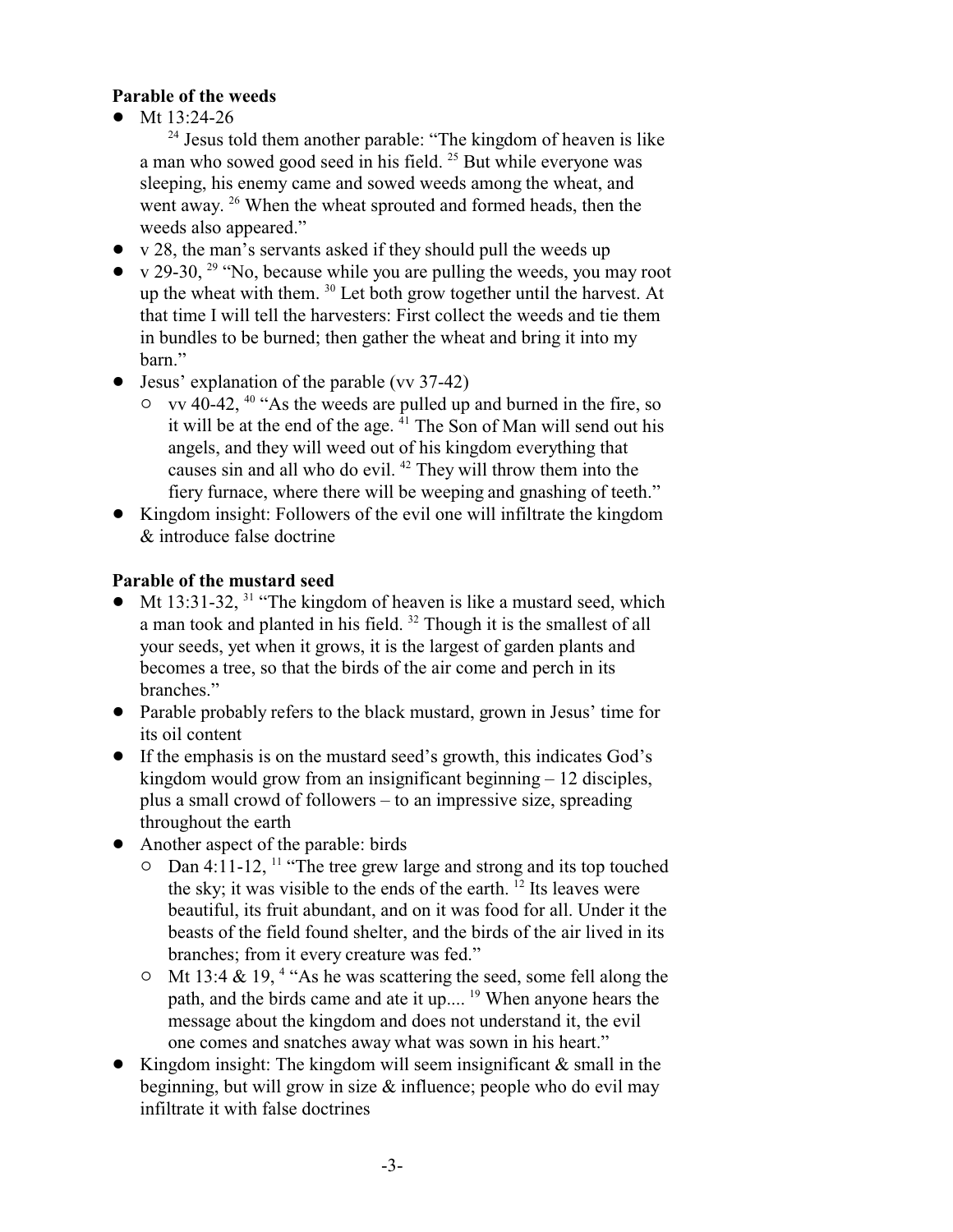**Parable of the weeds**

- Mt 13:24-26
  [24] Jesus told them another parable: "The kingdom of heaven is like a man who sowed good seed in his field. [25] But while everyone was sleeping, his enemy came and sowed weeds among the wheat, and went away. [26] When the wheat sprouted and formed heads, then the weeds also appeared."
- v 28, the man's servants asked if they should pull the weeds up
- v 29-30, [29] "No, because while you are pulling the weeds, you may root up the wheat with them. [30] Let both grow together until the harvest. At that time I will tell the harvesters: First collect the weeds and tie them in bundles to be burned; then gather the wheat and bring it into my barn."
- Jesus' explanation of the parable (vv 37-42)
  - vv 40-42, [40] "As the weeds are pulled up and burned in the fire, so it will be at the end of the age. [41] The Son of Man will send out his angels, and they will weed out of his kingdom everything that causes sin and all who do evil. [42] They will throw them into the fiery furnace, where there will be weeping and gnashing of teeth."
- Kingdom insight: Followers of the evil one will infiltrate the kingdom & introduce false doctrine

**Parable of the mustard seed**

- Mt 13:31-32, [31] "The kingdom of heaven is like a mustard seed, which a man took and planted in his field. [32] Though it is the smallest of all your seeds, yet when it grows, it is the largest of garden plants and becomes a tree, so that the birds of the air come and perch in its branches."
- Parable probably refers to the black mustard, grown in Jesus' time for its oil content
- If the emphasis is on the mustard seed's growth, this indicates God's kingdom would grow from an insignificant beginning – 12 disciples, plus a small crowd of followers – to an impressive size, spreading throughout the earth
- Another aspect of the parable: birds
  - Dan 4:11-12, [11] "The tree grew large and strong and its top touched the sky; it was visible to the ends of the earth. [12] Its leaves were beautiful, its fruit abundant, and on it was food for all. Under it the beasts of the field found shelter, and the birds of the air lived in its branches; from it every creature was fed."
  - Mt 13:4 & 19, [4] "As he was scattering the seed, some fell along the path, and the birds came and ate it up.... [19] When anyone hears the message about the kingdom and does not understand it, the evil one comes and snatches away what was sown in his heart."
- Kingdom insight: The kingdom will seem insignificant & small in the beginning, but will grow in size & influence; people who do evil may infiltrate it with false doctrines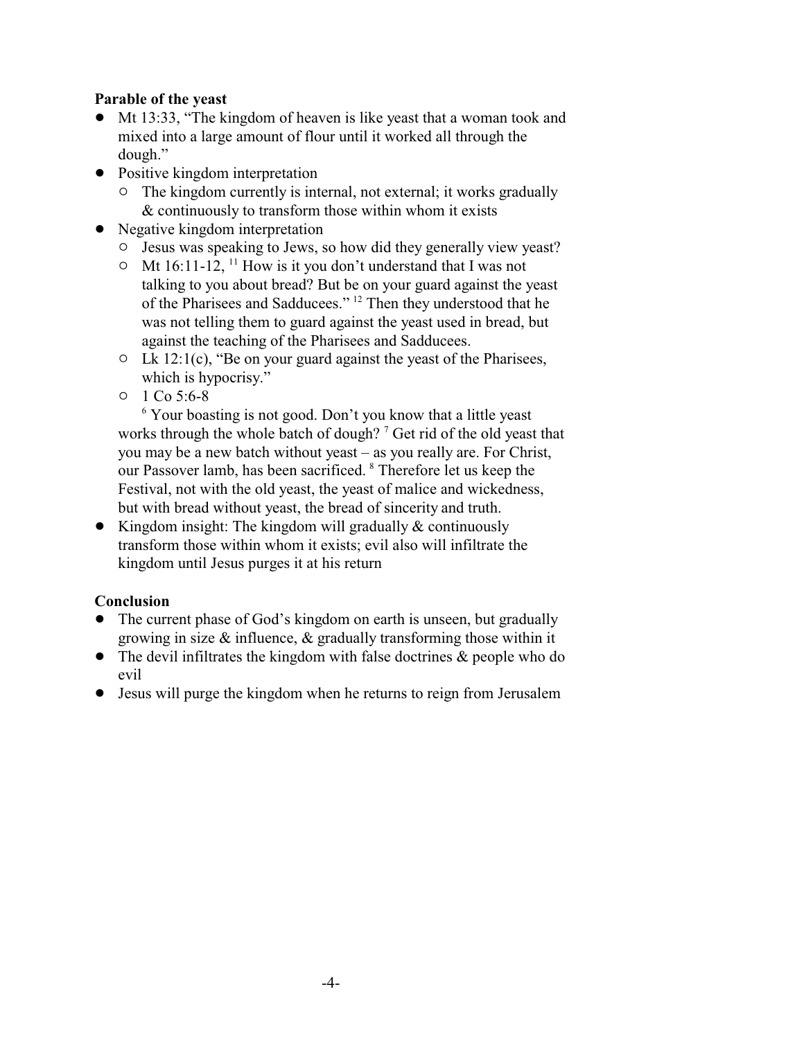**Parable of the yeast**

- Mt 13:33, "The kingdom of heaven is like yeast that a woman took and mixed into a large amount of flour until it worked all through the dough."
- Positive kingdom interpretation
  - The kingdom currently is internal, not external; it works gradually & continuously to transform those within whom it exists
- Negative kingdom interpretation
  - Jesus was speaking to Jews, so how did they generally view yeast?
  - Mt 16:11-12, [11] How is it you don't understand that I was not talking to you about bread? But be on your guard against the yeast of the Pharisees and Sadducees." [12] Then they understood that he was not telling them to guard against the yeast used in bread, but against the teaching of the Pharisees and Sadducees.
  - Lk 12:1(c), "Be on your guard against the yeast of the Pharisees, which is hypocrisy."
  - 1 Co 5:6-8

    [6] Your boasting is not good. Don't you know that a little yeast works through the whole batch of dough? [7] Get rid of the old yeast that you may be a new batch without yeast – as you really are. For Christ, our Passover lamb, has been sacrificed. [8] Therefore let us keep the Festival, not with the old yeast, the yeast of malice and wickedness, but with bread without yeast, the bread of sincerity and truth.
- Kingdom insight: The kingdom will gradually & continuously transform those within whom it exists; evil also will infiltrate the kingdom until Jesus purges it at his return

**Conclusion**

- The current phase of God's kingdom on earth is unseen, but gradually growing in size & influence, & gradually transforming those within it
- The devil infiltrates the kingdom with false doctrines & people who do evil
- Jesus will purge the kingdom when he returns to reign from Jerusalem